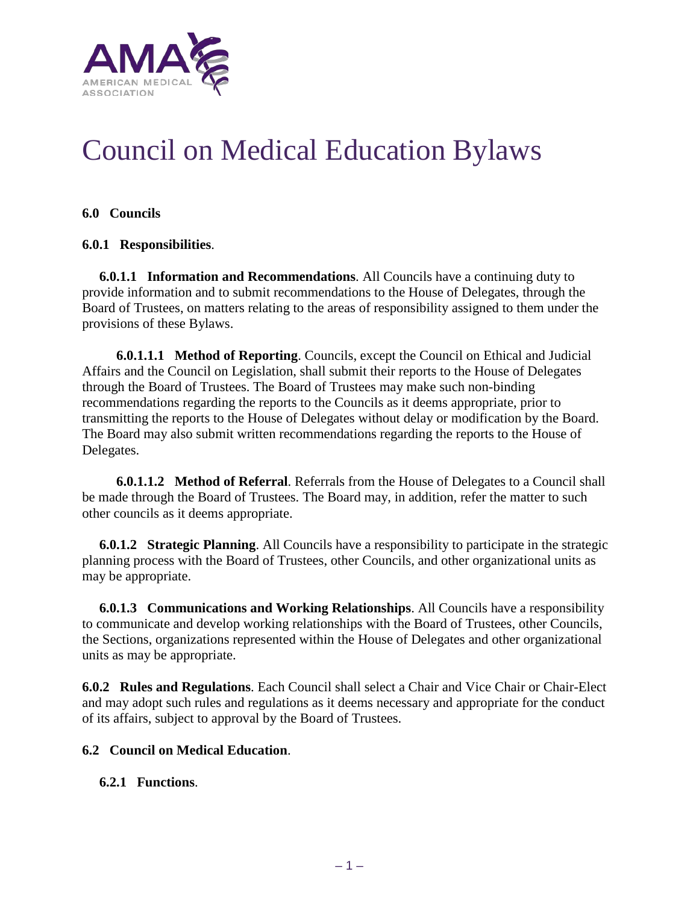# Council on Medical Education Bylaws

**6.0 Councils**

**6.0.1 Responsibilities**.

**6.0.1.1 Information and Recommendations**. All Councils have a continuing duty to provide information and to submit recommendations to the House of Delegates, through the Board of Trustees, on matters relating to the areas of responsibility assigned to them under the provisions of these Bylaws.

**6.0.1.1.1 Method of Reporting**. Councils, except the Council on Ethical and Judicial Affairs and the Council on Legislation, shall submit their reports to the House of Delegates through the Board of Trustees. The Board of Trustees may make such non-binding recommendations regarding the reports to the Councils as it deems appropriate, prior to transmitting the reports to the House of Delegates without delay or modification by the Board. The Board may also submit written recommendations regarding the reports to the House of Delegates.

**6.0.1.1.2 Method of Referral**. Referrals from the House of Delegates to a Council shall be made through the Board of Trustees. The Board may, in addition, refer the matter to such other councils as it deems appropriate.

**6.0.1.2 Strategic Planning**. All Councils have a responsibility to participate in the strategic planning process with the Board of Trustees, other Councils, and other organizational units as may be appropriate.

**6.0.1.3 Communications and Working Relationships**. All Councils have a responsibility to communicate and develop working relationships with the Board of Trustees, other Councils, the Sections, organizations represented within the House of Delegates and other organizational units as may be appropriate.

**6.0.2 Rules and Regulations**. Each Council shall select a Chair and Vice Chair or Chair-Elect and may adopt such rules and regulations as it deems necessary and appropriate for the conduct of its affairs, subject to approval by the Board of Trustees.

**6.2 Council on Medical Education**.

**6.2.1 Functions**.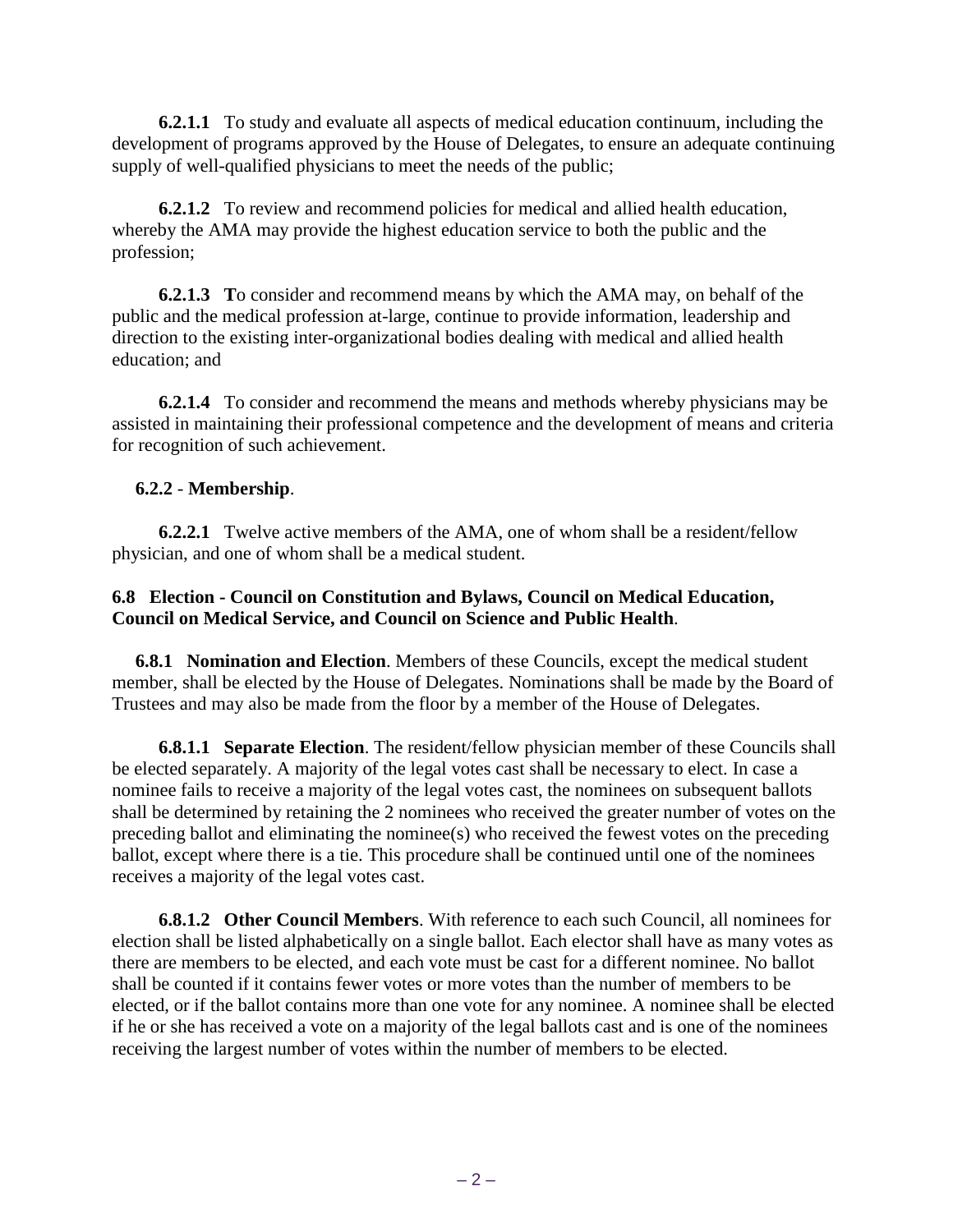**6.2.1.1** To study and evaluate all aspects of medical education continuum, including the development of programs approved by the House of Delegates, to ensure an adequate continuing supply of well-qualified physicians to meet the needs of the public;

**6.2.1.2** To review and recommend policies for medical and allied health education, whereby the AMA may provide the highest education service to both the public and the profession;

**6.2.1.3** **T**o consider and recommend means by which the AMA may, on behalf of the public and the medical profession at-large, continue to provide information, leadership and direction to the existing inter-organizational bodies dealing with medical and allied health education; and

**6.2.1.4** To consider and recommend the means and methods whereby physicians may be assisted in maintaining their professional competence and the development of means and criteria for recognition of such achievement.

**6.2.2** - **Membership**.

**6.2.2.1** Twelve active members of the AMA, one of whom shall be a resident/fellow physician, and one of whom shall be a medical student.

**6.8 Election - Council on Constitution and Bylaws, Council on Medical Education, Council on Medical Service, and Council on Science and Public Health**.

**6.8.1 Nomination and Election**. Members of these Councils, except the medical student member, shall be elected by the House of Delegates. Nominations shall be made by the Board of Trustees and may also be made from the floor by a member of the House of Delegates.

**6.8.1.1 Separate Election**. The resident/fellow physician member of these Councils shall be elected separately. A majority of the legal votes cast shall be necessary to elect. In case a nominee fails to receive a majority of the legal votes cast, the nominees on subsequent ballots shall be determined by retaining the 2 nominees who received the greater number of votes on the preceding ballot and eliminating the nominee(s) who received the fewest votes on the preceding ballot, except where there is a tie. This procedure shall be continued until one of the nominees receives a majority of the legal votes cast.

**6.8.1.2 Other Council Members**. With reference to each such Council, all nominees for election shall be listed alphabetically on a single ballot. Each elector shall have as many votes as there are members to be elected, and each vote must be cast for a different nominee. No ballot shall be counted if it contains fewer votes or more votes than the number of members to be elected, or if the ballot contains more than one vote for any nominee. A nominee shall be elected if he or she has received a vote on a majority of the legal ballots cast and is one of the nominees receiving the largest number of votes within the number of members to be elected.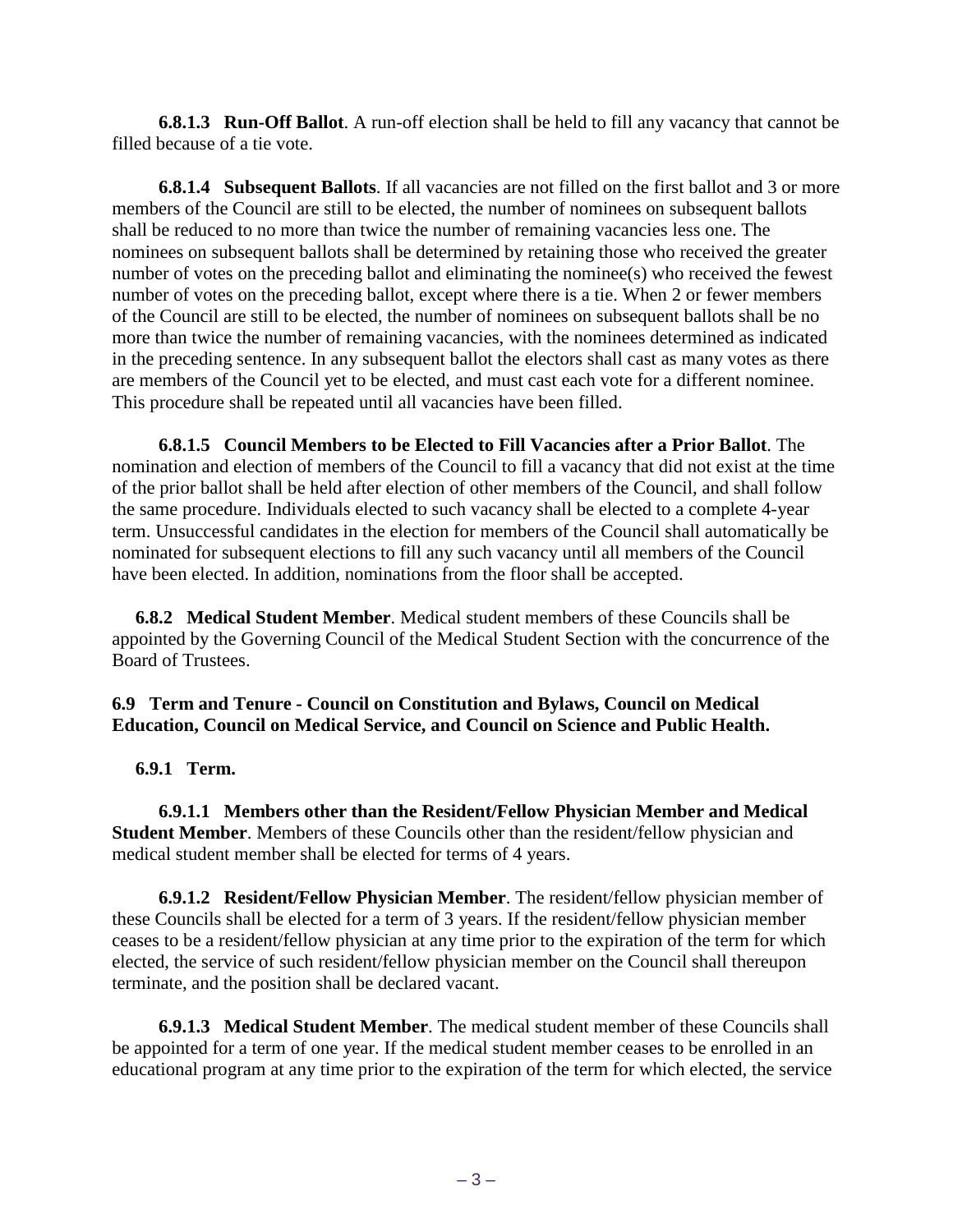**6.8.1.3 Run-Off Ballot**. A run-off election shall be held to fill any vacancy that cannot be filled because of a tie vote.

**6.8.1.4 Subsequent Ballots**. If all vacancies are not filled on the first ballot and 3 or more members of the Council are still to be elected, the number of nominees on subsequent ballots shall be reduced to no more than twice the number of remaining vacancies less one. The nominees on subsequent ballots shall be determined by retaining those who received the greater number of votes on the preceding ballot and eliminating the nominee(s) who received the fewest number of votes on the preceding ballot, except where there is a tie. When 2 or fewer members of the Council are still to be elected, the number of nominees on subsequent ballots shall be no more than twice the number of remaining vacancies, with the nominees determined as indicated in the preceding sentence. In any subsequent ballot the electors shall cast as many votes as there are members of the Council yet to be elected, and must cast each vote for a different nominee. This procedure shall be repeated until all vacancies have been filled.

**6.8.1.5 Council Members to be Elected to Fill Vacancies after a Prior Ballot**. The nomination and election of members of the Council to fill a vacancy that did not exist at the time of the prior ballot shall be held after election of other members of the Council, and shall follow the same procedure. Individuals elected to such vacancy shall be elected to a complete 4-year term. Unsuccessful candidates in the election for members of the Council shall automatically be nominated for subsequent elections to fill any such vacancy until all members of the Council have been elected. In addition, nominations from the floor shall be accepted.

**6.8.2 Medical Student Member**. Medical student members of these Councils shall be appointed by the Governing Council of the Medical Student Section with the concurrence of the Board of Trustees.

**6.9 Term and Tenure - Council on Constitution and Bylaws, Council on Medical Education, Council on Medical Service, and Council on Science and Public Health.**

**6.9.1 Term.**

**6.9.1.1 Members other than the Resident/Fellow Physician Member and Medical Student Member**. Members of these Councils other than the resident/fellow physician and medical student member shall be elected for terms of 4 years.

**6.9.1.2 Resident/Fellow Physician Member**. The resident/fellow physician member of these Councils shall be elected for a term of 3 years. If the resident/fellow physician member ceases to be a resident/fellow physician at any time prior to the expiration of the term for which elected, the service of such resident/fellow physician member on the Council shall thereupon terminate, and the position shall be declared vacant.

**6.9.1.3 Medical Student Member**. The medical student member of these Councils shall be appointed for a term of one year. If the medical student member ceases to be enrolled in an educational program at any time prior to the expiration of the term for which elected, the service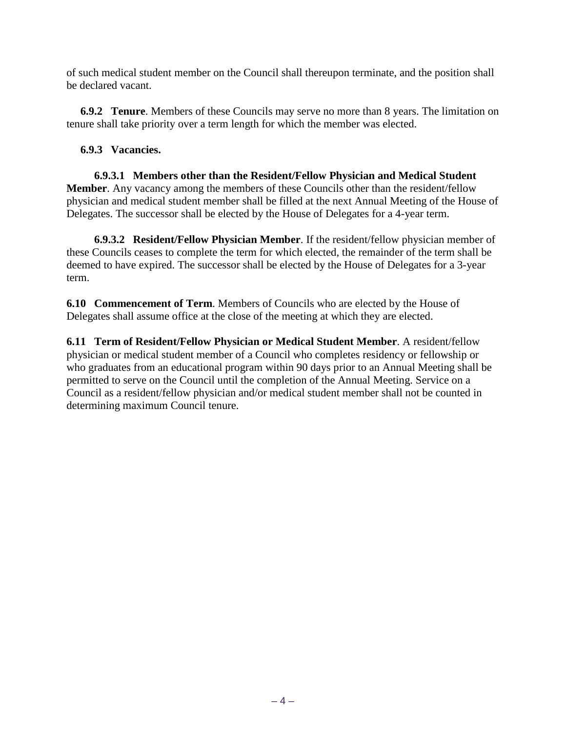of such medical student member on the Council shall thereupon terminate, and the position shall be declared vacant.

**6.9.2 Tenure**. Members of these Councils may serve no more than 8 years. The limitation on tenure shall take priority over a term length for which the member was elected.

**6.9.3 Vacancies.**

**6.9.3.1 Members other than the Resident/Fellow Physician and Medical Student Member**. Any vacancy among the members of these Councils other than the resident/fellow physician and medical student member shall be filled at the next Annual Meeting of the House of Delegates. The successor shall be elected by the House of Delegates for a 4-year term.

**6.9.3.2 Resident/Fellow Physician Member**. If the resident/fellow physician member of these Councils ceases to complete the term for which elected, the remainder of the term shall be deemed to have expired. The successor shall be elected by the House of Delegates for a 3-year term.

**6.10 Commencement of Term**. Members of Councils who are elected by the House of Delegates shall assume office at the close of the meeting at which they are elected.

**6.11 Term of Resident/Fellow Physician or Medical Student Member**. A resident/fellow physician or medical student member of a Council who completes residency or fellowship or who graduates from an educational program within 90 days prior to an Annual Meeting shall be permitted to serve on the Council until the completion of the Annual Meeting. Service on a Council as a resident/fellow physician and/or medical student member shall not be counted in determining maximum Council tenure.